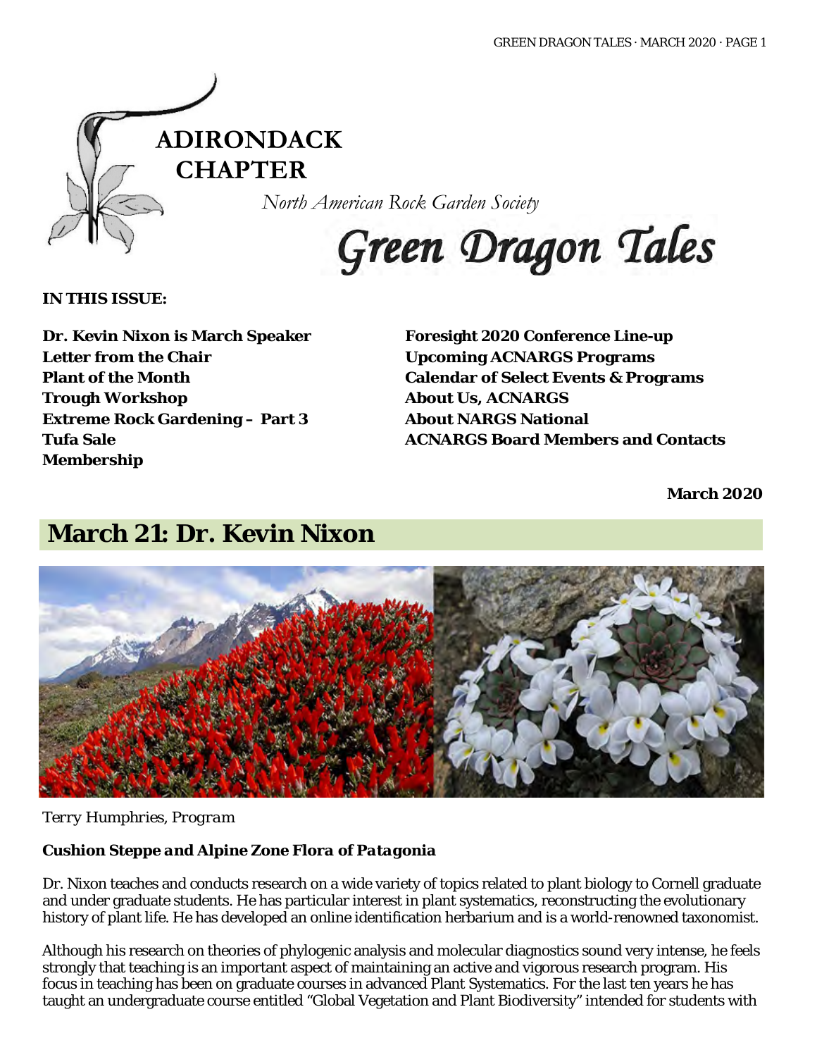ADIRONDACK CHAPTER

*North American Rock Garden Society*

# Green Dragon Tales

**IN THIS ISSUE:**

**Dr. Kevin Nixon is March Speaker**
**Letter from the Chair**
**Plant of the Month**
**Trough Workshop**
**Extreme Rock Gardening – Part 3**
**Tufa Sale**
**Membership**
**Foresight 2020 Conference Line-up**
**Upcoming ACNARGS Programs**
**Calendar of Select Events & Programs**
**About Us, ACNARGS**
**About NARGS National**
**ACNARGS Board Members and Contacts**

**March 2020**

## March 21: Dr. Kevin Nixon

*Terry Humphries, Program*

***Cushion Steppe and Alpine Zone Flora of Patagonia***

Dr. Nixon teaches and conducts research on a wide variety of topics related to plant biology to Cornell graduate and under graduate students. He has particular interest in plant systematics, reconstructing the evolutionary history of plant life. He has developed an online identification herbarium and is a world-renowned taxonomist.

Although his research on theories of phylogenic analysis and molecular diagnostics sound very intense, he feels strongly that teaching is an important aspect of maintaining an active and vigorous research program. His focus in teaching has been on graduate courses in advanced Plant Systematics. For the last ten years he has taught an undergraduate course entitled "Global Vegetation and Plant Biodiversity" intended for students with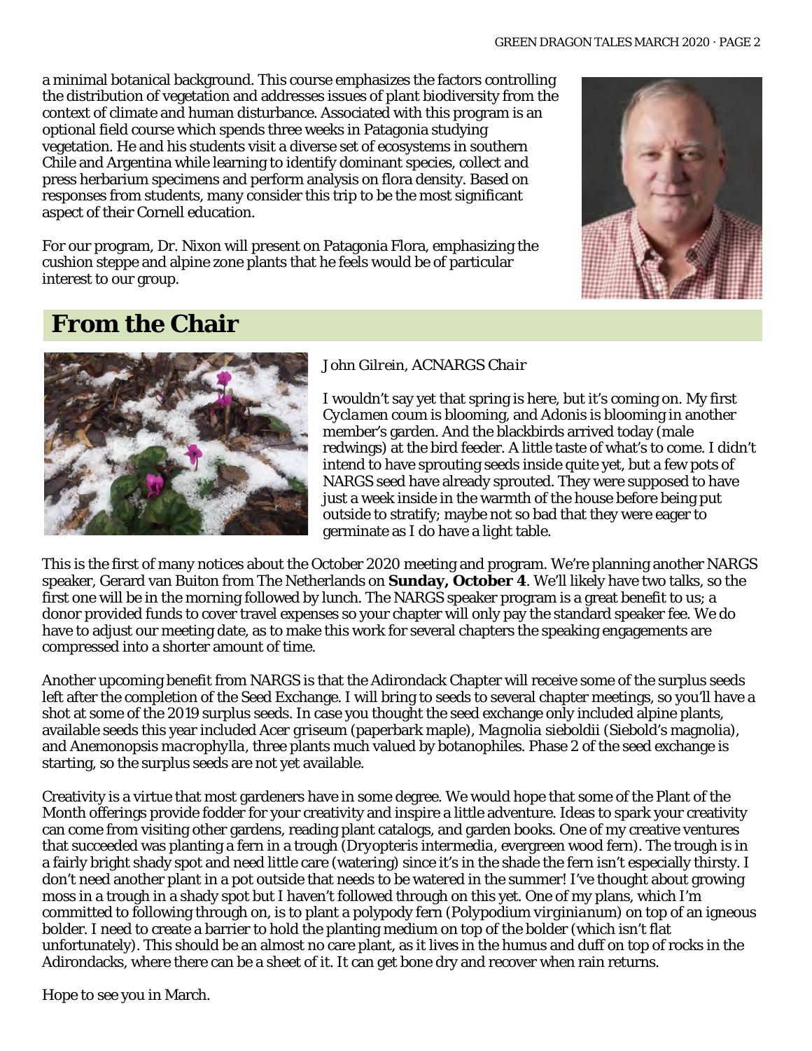a minimal botanical background. This course emphasizes the factors controlling the distribution of vegetation and addresses issues of plant biodiversity from the context of climate and human disturbance. Associated with this program is an optional field course which spends three weeks in Patagonia studying vegetation. He and his students visit a diverse set of ecosystems in southern Chile and Argentina while learning to identify dominant species, collect and press herbarium specimens and perform analysis on flora density. Based on responses from students, many consider this trip to be the most significant aspect of their Cornell education.

For our program, Dr. Nixon will present on Patagonia Flora, emphasizing the cushion steppe and alpine zone plants that he feels would be of particular interest to our group.

## From the Chair

*John Gilrein, ACNARGS Chair*

I wouldn't say yet that spring is here, but it's coming on. My first *Cyclamen coum* is blooming, and *Adonis* is blooming in another member's garden. And the blackbirds arrived today (male redwings) at the bird feeder. A little taste of what's to come. I didn't intend to have sprouting seeds inside quite yet, but a few pots of NARGS seed have already sprouted. They were supposed to have just a week inside in the warmth of the house before being put outside to stratify; maybe not so bad that they were eager to germinate as I do have a light table.

This is the first of many notices about the October 2020 meeting and program. We're planning another NARGS speaker, Gerard van Buiton from The Netherlands on **Sunday, October 4**. We'll likely have two talks, so the first one will be in the morning followed by lunch. The NARGS speaker program is a great benefit to us; a donor provided funds to cover travel expenses so your chapter will only pay the standard speaker fee. We do have to adjust our meeting date, as to make this work for several chapters the speaking engagements are compressed into a shorter amount of time.

Another upcoming benefit from NARGS is that the Adirondack Chapter will receive some of the surplus seeds left after the completion of the Seed Exchange. I will bring to seeds to several chapter meetings, so you'll have a shot at some of the 2019 surplus seeds. In case you thought the seed exchange only included alpine plants, available seeds this year included *Acer griseum* (paperbark maple), *Magnolia sieboldii* (Siebold's magnolia), and *Anemonopsis macrophylla*, three plants much valued by botanophiles. Phase 2 of the seed exchange is starting, so the surplus seeds are not yet available.

Creativity is a virtue that most gardeners have in some degree. We would hope that some of the Plant of the Month offerings provide fodder for your creativity and inspire a little adventure. Ideas to spark your creativity can come from visiting other gardens, reading plant catalogs, and garden books. One of my creative ventures that succeeded was planting a fern in a trough (*Dryopteris intermedia*, evergreen wood fern). The trough is in a fairly bright shady spot and need little care (watering) since it's in the shade the fern isn't especially thirsty. I don't need another plant in a pot outside that needs to be watered in the summer! I've thought about growing moss in a trough in a shady spot but I haven't followed through on this yet. One of my plans, which I'm committed to following through on, is to plant a polypody fern (*Polypodium virginianum*) on top of an igneous bolder. I need to create a barrier to hold the planting medium on top of the bolder (which isn't flat unfortunately). This should be an almost no care plant, as it lives in the humus and duff on top of rocks in the Adirondacks, where there can be a sheet of it. It can get bone dry and recover when rain returns.

Hope to see you in March.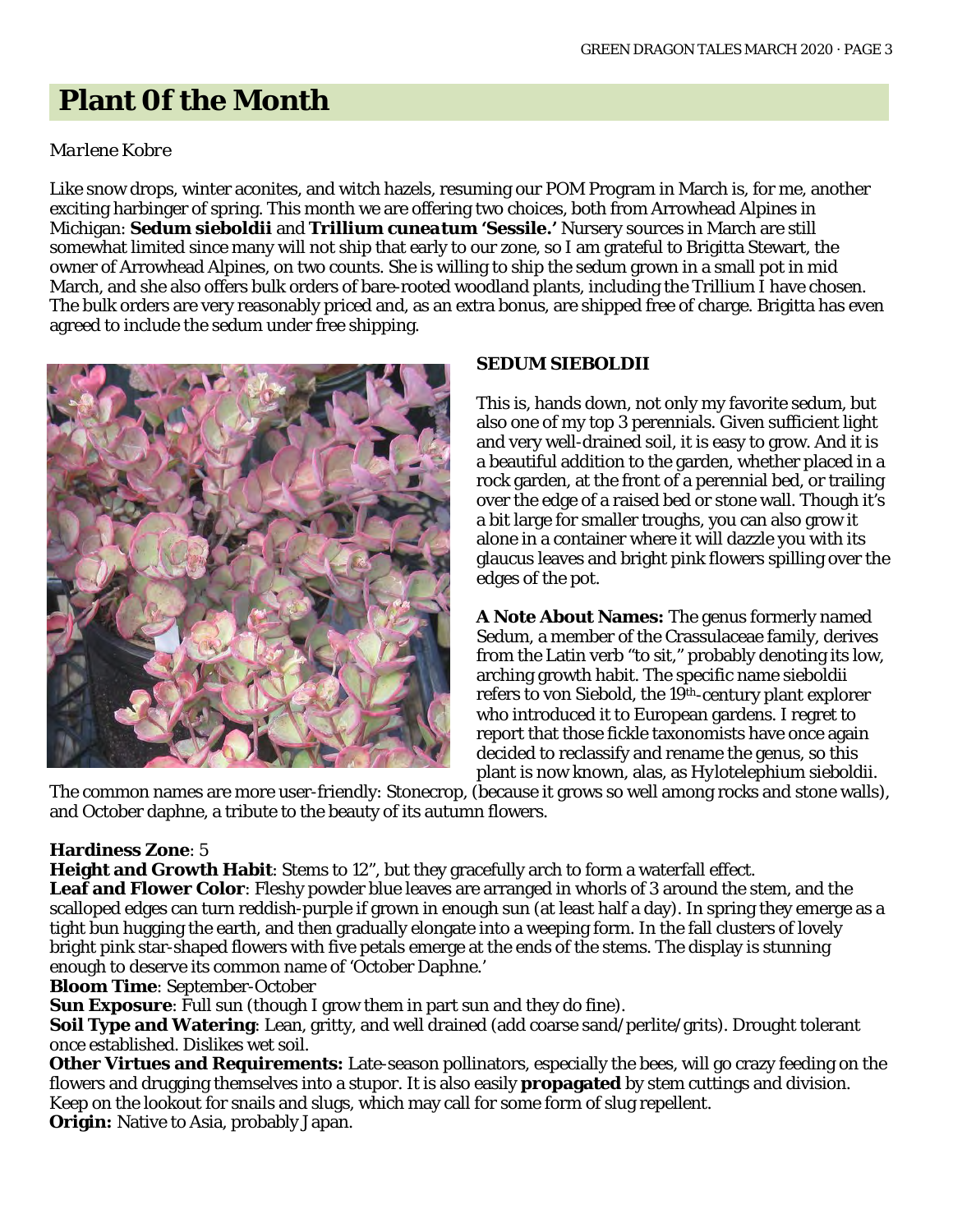## Plant 0f the Month

*Marlene Kobre*

Like snow drops, winter aconites, and witch hazels, resuming our POM Program in March is, for me, another exciting harbinger of spring. This month we are offering two choices, both from Arrowhead Alpines in Michigan: ***Sedum sieboldii*** and ***Trillium cuneatum* 'Sessile.'** Nursery sources in March are still somewhat limited since many will not ship that early to our zone, so I am grateful to Brigitta Stewart, the owner of Arrowhead Alpines, on two counts. She is willing to ship the sedum grown in a small pot in mid March, and she also offers bulk orders of bare-rooted woodland plants, including the Trillium I have chosen. The bulk orders are very reasonably priced and, as an extra bonus, are shipped free of charge. Brigitta has even agreed to include the sedum under free shipping.

**SEDUM SIEBOLDII**

This is, hands down, not only my favorite sedum, but also one of my top 3 perennials. Given sufficient light and very well-drained soil, it is easy to grow. And it is a beautiful addition to the garden, whether placed in a rock garden, at the front of a perennial bed, or trailing over the edge of a raised bed or stone wall. Though it's a bit large for smaller troughs, you can also grow it alone in a container where it will dazzle you with its glaucus leaves and bright pink flowers spilling over the edges of the pot.

**A Note About Names:** The genus formerly named Sedum, a member of the Crassulaceae family, derives from the Latin verb "to sit," probably denoting its low, arching growth habit. The specific name sieboldii refers to von Siebold, the 19th-century plant explorer who introduced it to European gardens. I regret to report that those fickle taxonomists have once again decided to reclassify and rename the genus, so this plant is now known, alas, as Hylotelephium sieboldii. The common names are more user-friendly: Stonecrop, (because it grows so well among rocks and stone walls), and October daphne, a tribute to the beauty of its autumn flowers.

**Hardiness Zone**: 5
**Height and Growth Habit**: Stems to 12", but they gracefully arch to form a waterfall effect.
**Leaf and Flower Color**: Fleshy powder blue leaves are arranged in whorls of 3 around the stem, and the scalloped edges can turn reddish-purple if grown in enough sun (at least half a day). In spring they emerge as a tight bun hugging the earth, and then gradually elongate into a weeping form. In the fall clusters of lovely bright pink star-shaped flowers with five petals emerge at the ends of the stems. The display is stunning enough to deserve its common name of 'October Daphne.'
**Bloom Time**: September-October
**Sun Exposure**: Full sun (though I grow them in part sun and they do fine).
**Soil Type and Watering**: Lean, gritty, and well drained (add coarse sand/perlite/grits). Drought tolerant once established. Dislikes wet soil.
**Other Virtues and Requirements:** Late-season pollinators, especially the bees, will go crazy feeding on the flowers and drugging themselves into a stupor. It is also easily **propagated** by stem cuttings and division. Keep on the lookout for snails and slugs, which may call for some form of slug repellent.
**Origin:** Native to Asia, probably Japan.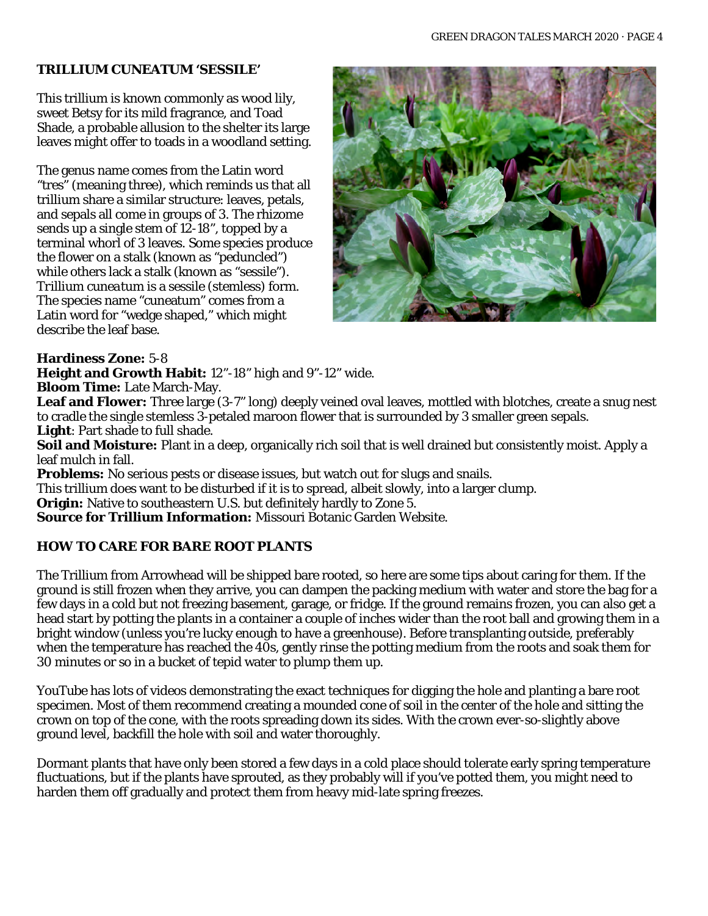## TRILLIUM CUNEATUM 'SESSILE'

This trillium is known commonly as wood lily, sweet Betsy for its mild fragrance, and Toad Shade, a probable allusion to the shelter its large leaves might offer to toads in a woodland setting.

The genus name comes from the Latin word "tres" (meaning three), which reminds us that all trillium share a similar structure: leaves, petals, and sepals all come in groups of 3. The rhizome sends up a single stem of 12-18", topped by a terminal whorl of 3 leaves. Some species produce the flower on a stalk (known as "peduncled") while others lack a stalk (known as "sessile"). Trillium cuneatum is a sessile (stemless) form. The species name "cuneatum" comes from a Latin word for "wedge shaped," which might describe the leaf base.

**Hardiness Zone:** 5-8
**Height and Growth Habit:** 12"-18" high and 9"-12" wide.
**Bloom Time:** Late March-May.
**Leaf and Flower:** Three large (3-7" long) deeply veined oval leaves, mottled with blotches, create a snug nest to cradle the single stemless 3-petaled maroon flower that is surrounded by 3 smaller green sepals.
**Light**: Part shade to full shade.
**Soil and Moisture:** Plant in a deep, organically rich soil that is well drained but consistently moist. Apply a leaf mulch in fall.
**Problems:** No serious pests or disease issues, but watch out for slugs and snails.
This trillium does want to be disturbed if it is to spread, albeit slowly, into a larger clump.
**Origin:** Native to southeastern U.S. but definitely hardly to Zone 5.
**Source for Trillium Information:** Missouri Botanic Garden Website.

## HOW TO CARE FOR BARE ROOT PLANTS

The Trillium from Arrowhead will be shipped bare rooted, so here are some tips about caring for them. If the ground is still frozen when they arrive, you can dampen the packing medium with water and store the bag for a few days in a cold but not freezing basement, garage, or fridge. If the ground remains frozen, you can also get a head start by potting the plants in a container a couple of inches wider than the root ball and growing them in a bright window (unless you're lucky enough to have a greenhouse). Before transplanting outside, preferably when the temperature has reached the 40s, gently rinse the potting medium from the roots and soak them for 30 minutes or so in a bucket of tepid water to plump them up.

YouTube has lots of videos demonstrating the exact techniques for digging the hole and planting a bare root specimen. Most of them recommend creating a mounded cone of soil in the center of the hole and sitting the crown on top of the cone, with the roots spreading down its sides. With the crown ever-so-slightly above ground level, backfill the hole with soil and water thoroughly.

Dormant plants that have only been stored a few days in a cold place should tolerate early spring temperature fluctuations, but if the plants have sprouted, as they probably will if you've potted them, you might need to harden them off gradually and protect them from heavy mid-late spring freezes.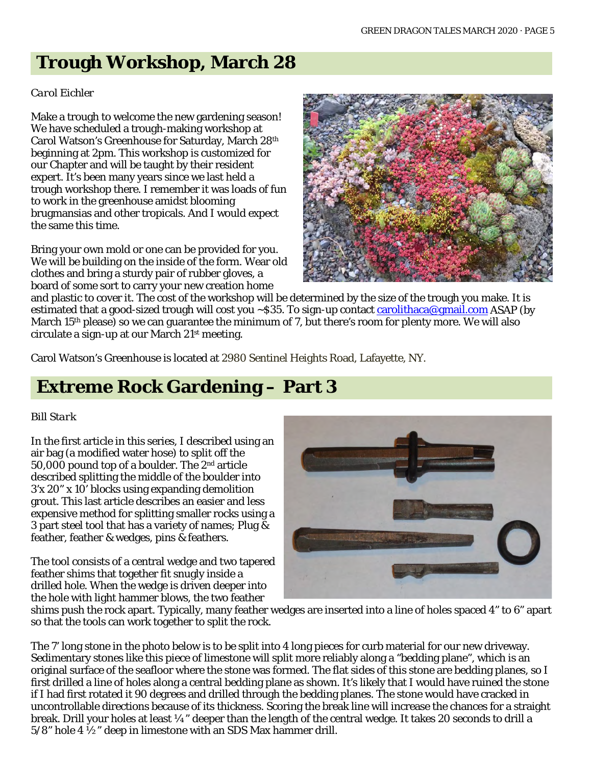## Trough Workshop, March 28

*Carol Eichler*

Make a trough to welcome the new gardening season! We have scheduled a trough-making workshop at Carol Watson's Greenhouse for Saturday, March 28th beginning at 2pm. This workshop is customized for our Chapter and will be taught by their resident expert. It's been many years since we last held a trough workshop there. I remember it was loads of fun to work in the greenhouse amidst blooming brugmansias and other tropicals. And I would expect the same this time.

Bring your own mold or one can be provided for you. We will be building on the inside of the form. Wear old clothes and bring a sturdy pair of rubber gloves, a board of some sort to carry your new creation home and plastic to cover it. The cost of the workshop will be determined by the size of the trough you make. It is estimated that a good-sized trough will cost you ~$35. To sign-up contact carolithaca@gmail.com ASAP (by March 15th please) so we can guarantee the minimum of 7, but there's room for plenty more. We will also circulate a sign-up at our March 21st meeting.

Carol Watson's Greenhouse is located at 2980 Sentinel Heights Road, Lafayette, NY.

## Extreme Rock Gardening – Part 3

*Bill Stark*

In the first article in this series, I described using an air bag (a modified water hose) to split off the 50,000 pound top of a boulder. The 2nd article described splitting the middle of the boulder into 3'x 20" x 10' blocks using expanding demolition grout. This last article describes an easier and less expensive method for splitting smaller rocks using a 3 part steel tool that has a variety of names; Plug & feather, feather & wedges, pins & feathers.

The tool consists of a central wedge and two tapered feather shims that together fit snugly inside a drilled hole. When the wedge is driven deeper into the hole with light hammer blows, the two feather shims push the rock apart. Typically, many feather wedges are inserted into a line of holes spaced 4" to 6" apart so that the tools can work together to split the rock.

The 7' long stone in the photo below is to be split into 4 long pieces for curb material for our new driveway. Sedimentary stones like this piece of limestone will split more reliably along a "bedding plane", which is an original surface of the seafloor where the stone was formed. The flat sides of this stone are bedding planes, so I first drilled a line of holes along a central bedding plane as shown. It's likely that I would have ruined the stone if I had first rotated it 90 degrees and drilled through the bedding planes. The stone would have cracked in uncontrollable directions because of its thickness. Scoring the break line will increase the chances for a straight break. Drill your holes at least ¼" deeper than the length of the central wedge. It takes 20 seconds to drill a 5/8" hole 4 ½" deep in limestone with an SDS Max hammer drill.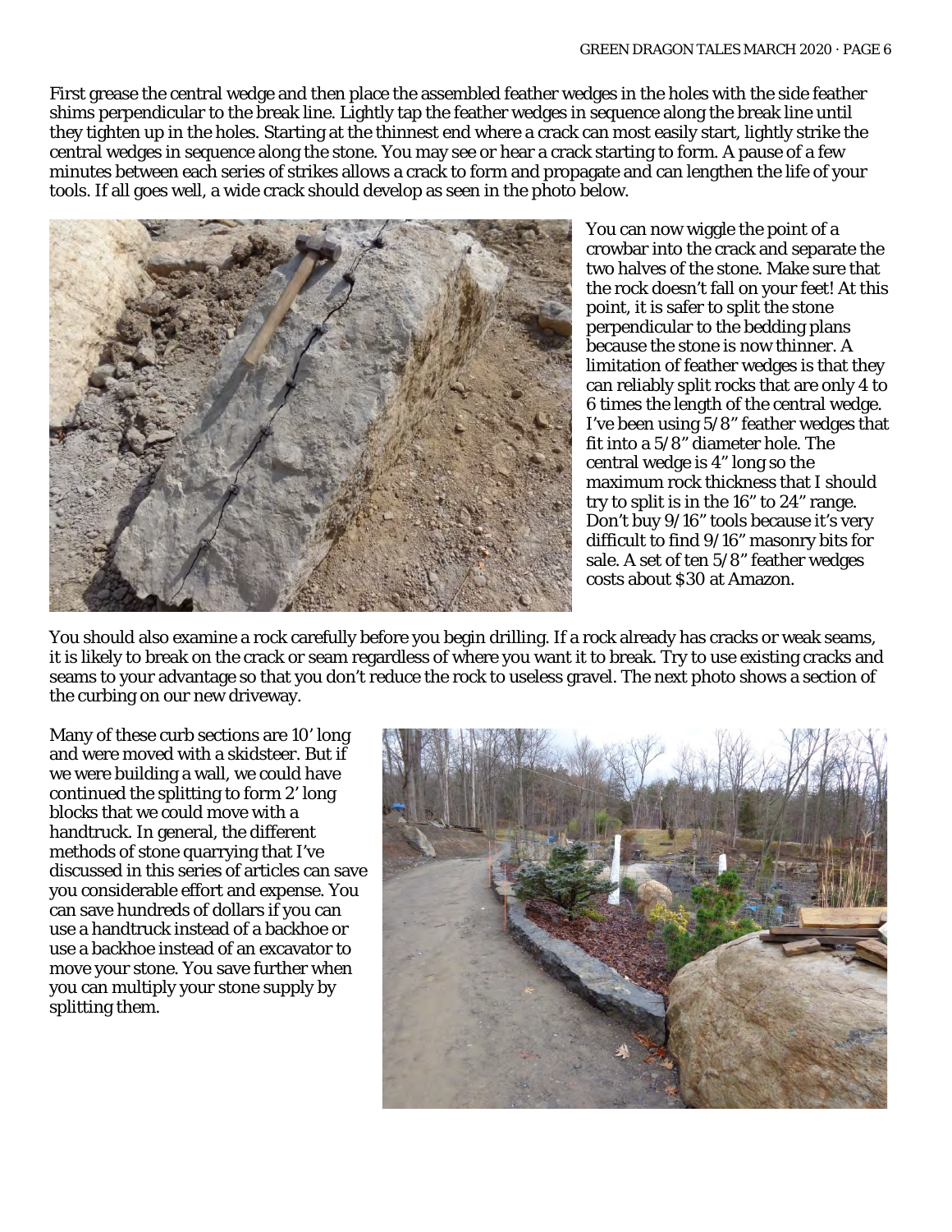First grease the central wedge and then place the assembled feather wedges in the holes with the side feather shims perpendicular to the break line. Lightly tap the feather wedges in sequence along the break line until they tighten up in the holes. Starting at the thinnest end where a crack can most easily start, lightly strike the central wedges in sequence along the stone. You may see or hear a crack starting to form. A pause of a few minutes between each series of strikes allows a crack to form and propagate and can lengthen the life of your tools. If all goes well, a wide crack should develop as seen in the photo below.

You can now wiggle the point of a crowbar into the crack and separate the two halves of the stone. Make sure that the rock doesn't fall on your feet! At this point, it is safer to split the stone perpendicular to the bedding plans because the stone is now thinner. A limitation of feather wedges is that they can reliably split rocks that are only 4 to 6 times the length of the central wedge. I've been using 5/8" feather wedges that fit into a 5/8" diameter hole. The central wedge is 4" long so the maximum rock thickness that I should try to split is in the 16" to 24" range. Don't buy 9/16" tools because it's very difficult to find 9/16" masonry bits for sale. A set of ten 5/8" feather wedges costs about $30 at Amazon.

You should also examine a rock carefully before you begin drilling. If a rock already has cracks or weak seams, it is likely to break on the crack or seam regardless of where you want it to break. Try to use existing cracks and seams to your advantage so that you don't reduce the rock to useless gravel. The next photo shows a section of the curbing on our new driveway.

Many of these curb sections are 10' long and were moved with a skidsteer. But if we were building a wall, we could have continued the splitting to form 2' long blocks that we could move with a handtruck. In general, the different methods of stone quarrying that I've discussed in this series of articles can save you considerable effort and expense. You can save hundreds of dollars if you can use a handtruck instead of a backhoe or use a backhoe instead of an excavator to move your stone. You save further when you can multiply your stone supply by splitting them.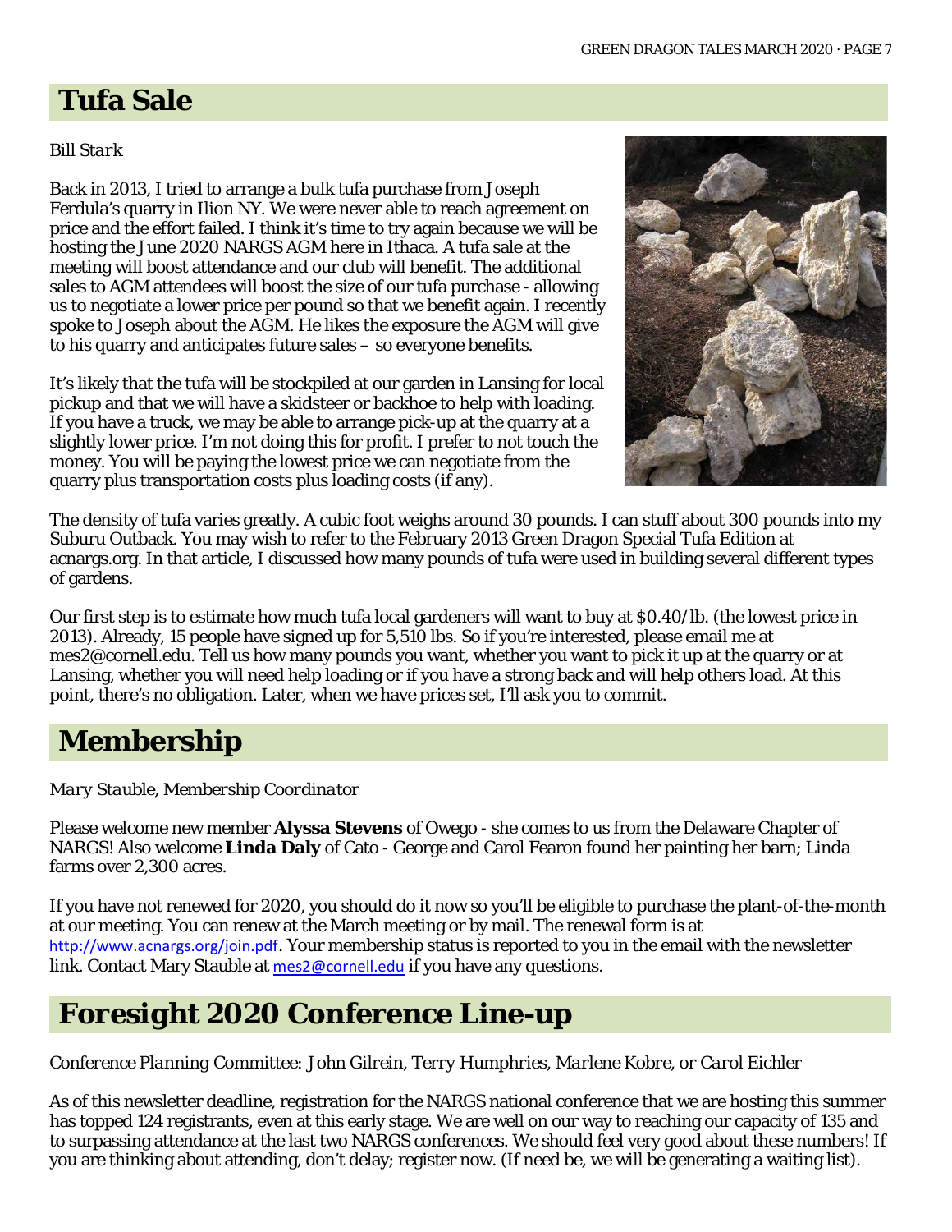## Tufa Sale

*Bill Stark*

Back in 2013, I tried to arrange a bulk tufa purchase from Joseph Ferdula's quarry in Ilion NY. We were never able to reach agreement on price and the effort failed. I think it's time to try again because we will be hosting the June 2020 NARGS AGM here in Ithaca. A tufa sale at the meeting will boost attendance and our club will benefit. The additional sales to AGM attendees will boost the size of our tufa purchase - allowing us to negotiate a lower price per pound so that we benefit again. I recently spoke to Joseph about the AGM. He likes the exposure the AGM will give to his quarry and anticipates future sales – so everyone benefits.

It's likely that the tufa will be stockpiled at our garden in Lansing for local pickup and that we will have a skidsteer or backhoe to help with loading. If you have a truck, we may be able to arrange pick-up at the quarry at a slightly lower price. I'm not doing this for profit. I prefer to not touch the money. You will be paying the lowest price we can negotiate from the quarry plus transportation costs plus loading costs (if any).

The density of tufa varies greatly. A cubic foot weighs around 30 pounds. I can stuff about 300 pounds into my Suburu Outback. You may wish to refer to the February 2013 Green Dragon Special Tufa Edition at acnargs.org. In that article, I discussed how many pounds of tufa were used in building several different types of gardens.

Our first step is to estimate how much tufa local gardeners will want to buy at $0.40/lb. (the lowest price in 2013). Already, 15 people have signed up for 5,510 lbs. So if you're interested, please email me at mes2@cornell.edu. Tell us how many pounds you want, whether you want to pick it up at the quarry or at Lansing, whether you will need help loading or if you have a strong back and will help others load. At this point, there's no obligation. Later, when we have prices set, I'll ask you to commit.

## Membership

*Mary Stauble, Membership Coordinator*

Please welcome new member **Alyssa Stevens** of Owego - she comes to us from the Delaware Chapter of NARGS! Also welcome **Linda Daly** of Cato - George and Carol Fearon found her painting her barn; Linda farms over 2,300 acres.

If you have not renewed for 2020, you should do it now so you'll be eligible to purchase the plant-of-the-month at our meeting. You can renew at the March meeting or by mail. The renewal form is at http://www.acnargs.org/join.pdf. Your membership status is reported to you in the email with the newsletter link. Contact Mary Stauble at mes2@cornell.edu if you have any questions.

## Foresight 2020 Conference Line-up

*Conference Planning Committee: John Gilrein, Terry Humphries, Marlene Kobre, or Carol Eichler*

As of this newsletter deadline, registration for the NARGS national conference that we are hosting this summer has topped 124 registrants, even at this early stage. We are well on our way to reaching our capacity of 135 and to surpassing attendance at the last two NARGS conferences. We should feel very good about these numbers! If you are thinking about attending, don't delay; register now. (If need be, we will be generating a waiting list).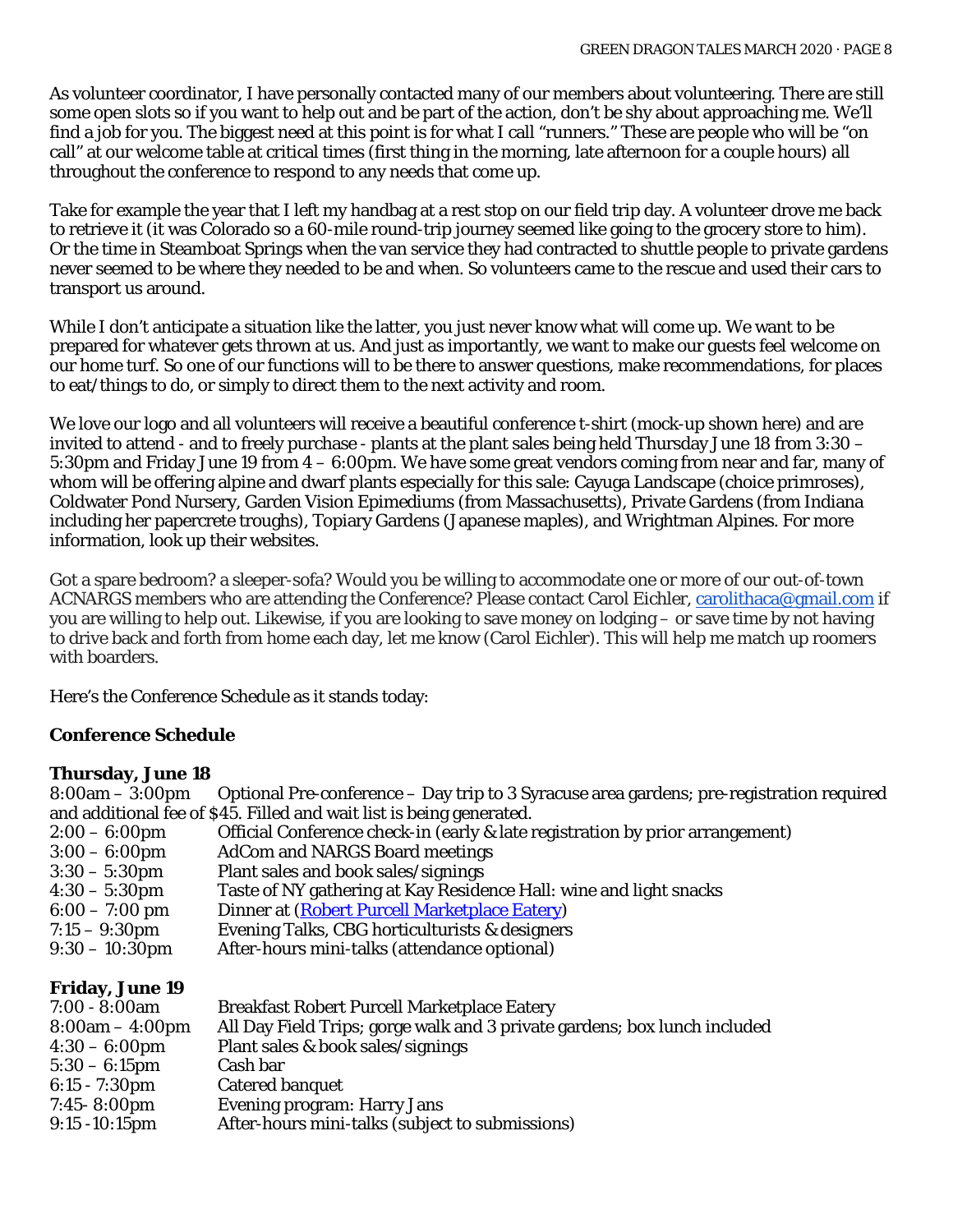As volunteer coordinator, I have personally contacted many of our members about volunteering. There are still some open slots so if you want to help out and be part of the action, don't be shy about approaching me. We'll find a job for you. The biggest need at this point is for what I call "runners." These are people who will be "on call" at our welcome table at critical times (first thing in the morning, late afternoon for a couple hours) all throughout the conference to respond to any needs that come up.

Take for example the year that I left my handbag at a rest stop on our field trip day. A volunteer drove me back to retrieve it (it was Colorado so a 60-mile round-trip journey seemed like going to the grocery store to him). Or the time in Steamboat Springs when the van service they had contracted to shuttle people to private gardens never seemed to be where they needed to be and when. So volunteers came to the rescue and used their cars to transport us around.

While I don't anticipate a situation like the latter, you just never know what will come up. We want to be prepared for whatever gets thrown at us. And just as importantly, we want to make our guests feel welcome on our home turf. So one of our functions will to be there to answer questions, make recommendations, for places to eat/things to do, or simply to direct them to the next activity and room.

We love our logo and all volunteers will receive a beautiful conference t-shirt (mock-up shown here) and are invited to attend - and to freely purchase - plants at the plant sales being held Thursday June 18 from 3:30 – 5:30pm and Friday June 19 from 4 – 6:00pm. We have some great vendors coming from near and far, many of whom will be offering alpine and dwarf plants especially for this sale: Cayuga Landscape (choice primroses), Coldwater Pond Nursery, Garden Vision Epimediums (from Massachusetts), Private Gardens (from Indiana including her papercrete troughs), Topiary Gardens (Japanese maples), and Wrightman Alpines. For more information, look up their websites.

Got a spare bedroom? a sleeper-sofa? Would you be willing to accommodate one or more of our out-of-town ACNARGS members who are attending the Conference? Please contact Carol Eichler, carolithaca@gmail.com if you are willing to help out. Likewise, if you are looking to save money on lodging – or save time by not having to drive back and forth from home each day, let me know (Carol Eichler). This will help me match up roomers with boarders.

Here's the Conference Schedule as it stands today:

**Conference Schedule**

**Thursday, June 18**

8:00am – 3:00pm Optional Pre-conference – Day trip to 3 Syracuse area gardens; pre-registration required and additional fee of $45. Filled and wait list is being generated.
2:00 – 6:00pm Official Conference check-in (early & late registration by prior arrangement)
3:00 – 6:00pm AdCom and NARGS Board meetings
3:30 – 5:30pm Plant sales and book sales/signings
4:30 – 5:30pm Taste of NY gathering at Kay Residence Hall: wine and light snacks
6:00 – 7:00 pm Dinner at (Robert Purcell Marketplace Eatery)
7:15 – 9:30pm Evening Talks, CBG horticulturists & designers
9:30 – 10:30pm After-hours mini-talks (attendance optional)

**Friday, June 19**

7:00 - 8:00am Breakfast Robert Purcell Marketplace Eatery
8:00am – 4:00pm All Day Field Trips; gorge walk and 3 private gardens; box lunch included
4:30 – 6:00pm Plant sales & book sales/signings
5:30 – 6:15pm Cash bar
6:15 - 7:30pm Catered banquet
7:45- 8:00pm Evening program: Harry Jans
9:15 -10:15pm After-hours mini-talks (subject to submissions)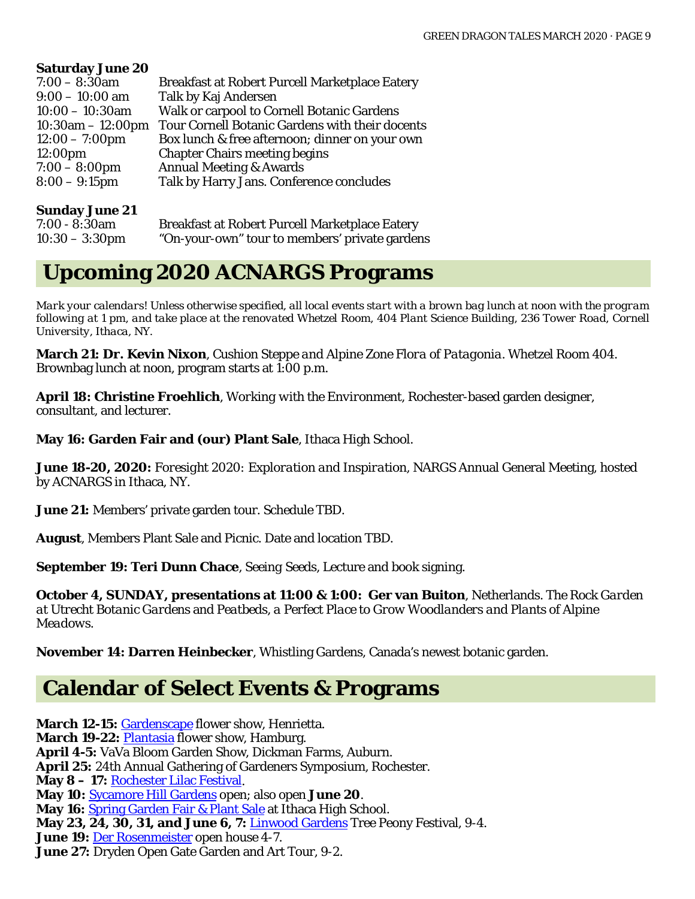**Saturday June 20**

| | |
|---|---|
| 7:00 – 8:30am | Breakfast at Robert Purcell Marketplace Eatery |
| 9:00 – 10:00 am | Talk by Kaj Andersen |
| 10:00 – 10:30am | Walk or carpool to Cornell Botanic Gardens |
| 10:30am – 12:00pm | Tour Cornell Botanic Gardens with their docents |
| 12:00 – 7:00pm | Box lunch & free afternoon; dinner on your own |
| 12:00pm | Chapter Chairs meeting begins |
| 7:00 – 8:00pm | Annual Meeting & Awards |
| 8:00 – 9:15pm | Talk by Harry Jans. Conference concludes |

**Sunday June 21**

| | |
|---|---|
| 7:00 - 8:30am | Breakfast at Robert Purcell Marketplace Eatery |
| 10:30 – 3:30pm | "On-your-own" tour to members' private gardens |

## Upcoming 2020 ACNARGS Programs

*Mark your calendars! Unless otherwise specified, all local events start with a brown bag lunch at noon with the program following at 1 pm, and take place at the renovated Whetzel Room, 404 Plant Science Building, 236 Tower Road, Cornell University, Ithaca, NY.*

**March 21: Dr. Kevin Nixon**, *Cushion Steppe and Alpine Zone Flora of Patagonia*. Whetzel Room 404. Brownbag lunch at noon, program starts at 1:00 p.m.

**April 18: Christine Froehlich**, *Working with the Environment*, Rochester-based garden designer, consultant, and lecturer.

**May 16: Garden Fair and (our) Plant Sale**, Ithaca High School.

**June 18-20, 2020:** *Foresight 2020: Exploration and Inspiration*, NARGS Annual General Meeting, hosted by ACNARGS in Ithaca, NY.

**June 21:** Members' private garden tour. Schedule TBD.

**August**, Members Plant Sale and Picnic. Date and location TBD.

**September 19: Teri Dunn Chace**, *Seeing Seeds*, Lecture and book signing.

**October 4, SUNDAY, presentations at 11:00 & 1:00: Ger van Buiton**, Netherlands. *The Rock Garden at Utrecht Botanic Gardens and Peatbeds, a Perfect Place to Grow Woodlanders and Plants of Alpine Meadows.*

**November 14: Darren Heinbecker**, Whistling Gardens, Canada's newest botanic garden.

## Calendar of Select Events & Programs

**March 12-15:** Gardenscape flower show, Henrietta.
**March 19-22:** Plantasia flower show, Hamburg.
**April 4-5:** VaVa Bloom Garden Show, Dickman Farms, Auburn.
**April 25:** 24th Annual Gathering of Gardeners Symposium, Rochester.
**May 8 – 17:** Rochester Lilac Festival.
**May 10:** Sycamore Hill Gardens open; also open **June 20**.
**May 16:** Spring Garden Fair & Plant Sale at Ithaca High School.
**May 23, 24, 30, 31, and June 6, 7:** Linwood Gardens Tree Peony Festival, 9-4.
**June 19:** Der Rosenmeister open house 4-7.
**June 27:** Dryden Open Gate Garden and Art Tour, 9-2.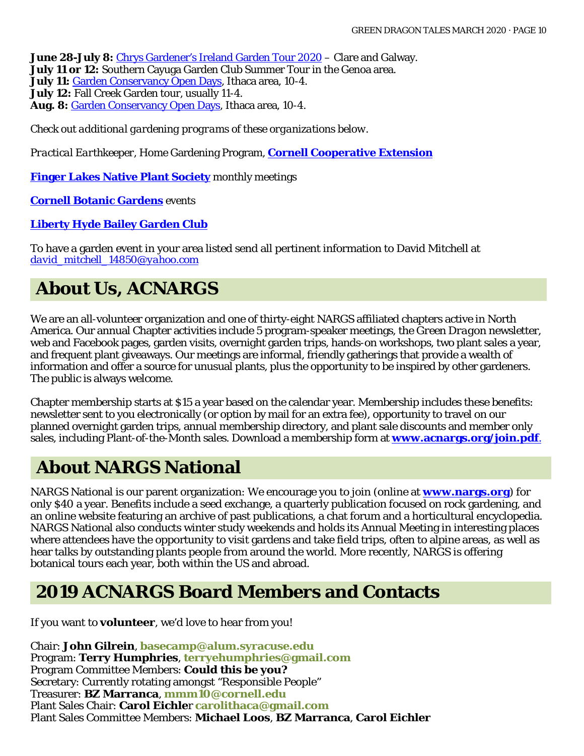**June 28-July 8:** Chrys Gardener's Ireland Garden Tour 2020 – Clare and Galway.
**July 11 or 12:** Southern Cayuga Garden Club Summer Tour in the Genoa area.
**July 11:** Garden Conservancy Open Days, Ithaca area, 10-4.
**July 12:** Fall Creek Garden tour, usually 11-4.
**Aug. 8:** Garden Conservancy Open Days, Ithaca area, 10-4.

*Check out additional gardening programs of these organizations below.*

*Practical Earthkeeper*, Home Gardening Program, **Cornell Cooperative Extension**

**Finger Lakes Native Plant Society** monthly meetings

**Cornell Botanic Gardens** events

**Liberty Hyde Bailey Garden Club**

To have a garden event in your area listed send all pertinent information to David Mitchell at *david_mitchell_14850@yahoo.com*

## About Us, ACNARGS

We are an all-volunteer organization and one of thirty-eight NARGS affiliated chapters active in North America. Our annual Chapter activities include 5 program-speaker meetings, the *Green Dragon* newsletter, web and Facebook pages, garden visits, overnight garden trips, hands-on workshops, two plant sales a year, and frequent plant giveaways. Our meetings are informal, friendly gatherings that provide a wealth of information and offer a source for unusual plants, plus the opportunity to be inspired by other gardeners. The public is always welcome.

Chapter membership starts at $15 a year based on the calendar year. Membership includes these benefits: newsletter sent to you electronically (or option by mail for an extra fee), opportunity to travel on our planned overnight garden trips, annual membership directory, and plant sale discounts and member only sales, including Plant-of-the-Month sales. Download a membership form at **www.acnargs.org/join.pdf**.

## About NARGS National

NARGS National is our parent organization: We encourage you to join (online at **www.nargs.org**) for only $40 a year. Benefits include a seed exchange, a quarterly publication focused on rock gardening, and an online website featuring an archive of past publications, a chat forum and a horticultural encyclopedia. NARGS National also conducts winter study weekends and holds its Annual Meeting in interesting places where attendees have the opportunity to visit gardens and take field trips, often to alpine areas, as well as hear talks by outstanding plants people from around the world. More recently, NARGS is offering botanical tours each year, both within the US and abroad.

## 2019 ACNARGS Board Members and Contacts

If you want to **volunteer**, we'd love to hear from you!

Chair: **John Gilrein**, **basecamp@alum.syracuse.edu**
Program: **Terry Humphries**, **terryehumphries@gmail.com**
Program Committee Members: **Could this be you?**
Secretary: Currently rotating amongst "Responsible People"
Treasurer: **BZ Marranca**, **mmm10@cornell.edu**
Plant Sales Chair: **Carol Eichler** **carolithaca@gmail.com**
Plant Sales Committee Members: **Michael Loos**, **BZ Marranca**, **Carol Eichler**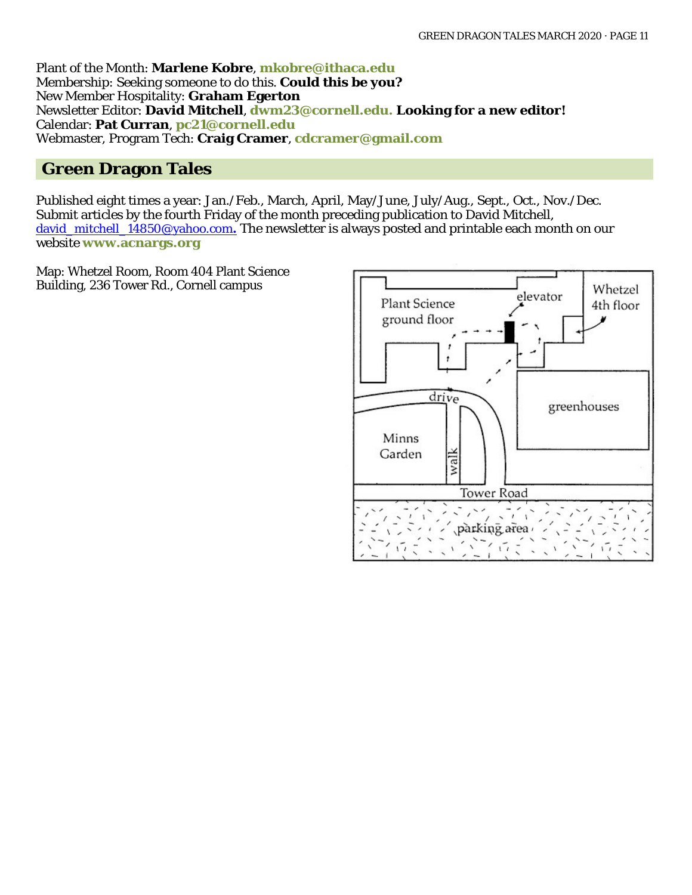Plant of the Month: **Marlene Kobre**, **mkobre@ithaca.edu**
Membership: Seeking someone to do this. **Could this be you?**
New Member Hospitality: **Graham Egerton**
Newsletter Editor: **David Mitchell**, **dwm23@cornell.edu.** **Looking for a new editor!**
Calendar: **Pat Curran**, **pc21@cornell.edu**
Webmaster, Program Tech: **Craig Cramer**, **cdcramer@gmail.com**

## Green Dragon Tales

Published eight times a year: Jan./Feb., March, April, May/June, July/Aug., Sept., Oct., Nov./Dec. Submit articles by the fourth Friday of the month preceding publication to David Mitchell, david_mitchell_14850@yahoo.com**.** The newsletter is always posted and printable each month on our website **www.acnargs.org**

Map: Whetzel Room, Room 404 Plant Science Building, 236 Tower Rd., Cornell campus

Plant Science ground floor
elevator
Whetzel 4th floor
drive
greenhouses
Minns Garden
walk
Tower Road
parking area